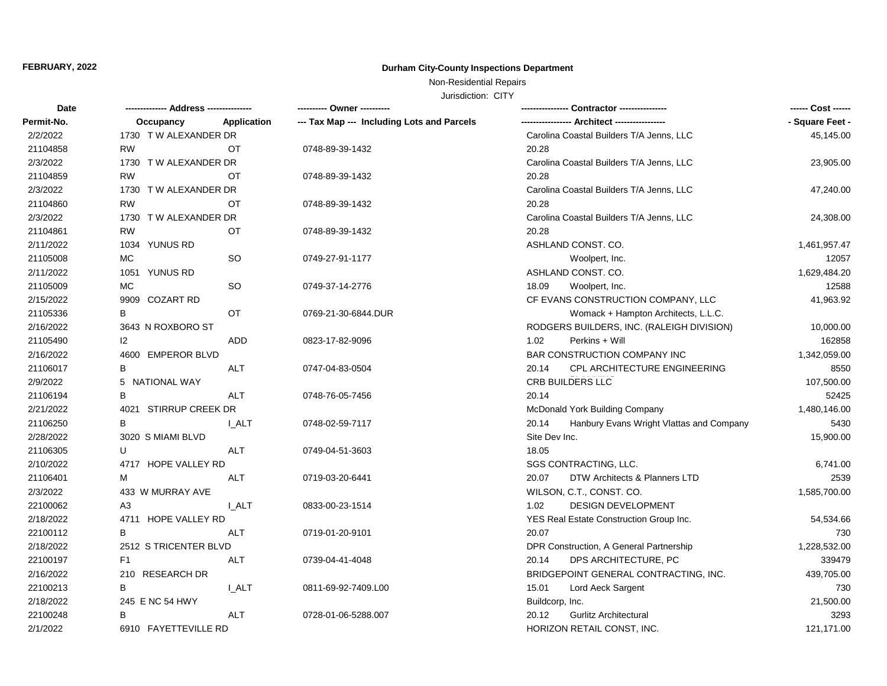**FEBRUARY, 2022**

## Durham City-County Inspections Department

Non-Residential Repairs

Jurisdiction: CITY

| Date / Permit-No. | Address / Occupancy | Application | Owner / Tax Map --- Including Lots and Parcels | Contractor / Architect | Cost / Square Feet |
|---|---|---|---|---|---|
| 2/2/2022 | 1730 T W ALEXANDER DR | | | Carolina Coastal Builders T/A Jenns, LLC | 45,145.00 |
| 21104858 | RW | OT | 0748-89-39-1432 | 20.28 | |
| 2/3/2022 | 1730 T W ALEXANDER DR | | | Carolina Coastal Builders T/A Jenns, LLC | 23,905.00 |
| 21104859 | RW | OT | 0748-89-39-1432 | 20.28 | |
| 2/3/2022 | 1730 T W ALEXANDER DR | | | Carolina Coastal Builders T/A Jenns, LLC | 47,240.00 |
| 21104860 | RW | OT | 0748-89-39-1432 | 20.28 | |
| 2/3/2022 | 1730 T W ALEXANDER DR | | | Carolina Coastal Builders T/A Jenns, LLC | 24,308.00 |
| 21104861 | RW | OT | 0748-89-39-1432 | 20.28 | |
| 2/11/2022 | 1034 YUNUS RD | | | ASHLAND CONST. CO. | 1,461,957.47 |
| 21105008 | MC | SO | 0749-27-91-1177 | Woolpert, Inc. | 12057 |
| 2/11/2022 | 1051 YUNUS RD | | | ASHLAND CONST. CO. | 1,629,484.20 |
| 21105009 | MC | SO | 0749-37-14-2776 | 18.09 Woolpert, Inc. | 12588 |
| 2/15/2022 | 9909 COZART RD | | | CF EVANS CONSTRUCTION COMPANY, LLC | 41,963.92 |
| 21105336 | B | OT | 0769-21-30-6844.DUR | Womack + Hampton Architects, L.L.C. | |
| 2/16/2022 | 3643 N ROXBORO ST | | | RODGERS BUILDERS, INC. (RALEIGH DIVISION) | 10,000.00 |
| 21105490 | I2 | ADD | 0823-17-82-9096 | 1.02 Perkins + Will | 162858 |
| 2/16/2022 | 4600 EMPEROR BLVD | | | BAR CONSTRUCTION COMPANY INC | 1,342,059.00 |
| 21106017 | B | ALT | 0747-04-83-0504 | 20.14 CPL ARCHITECTURE ENGINEERING | 8550 |
| 2/9/2022 | 5 NATIONAL WAY | | | CRB BUILDERS LLC | 107,500.00 |
| 21106194 | B | ALT | 0748-76-05-7456 | 20.14 | 52425 |
| 2/21/2022 | 4021 STIRRUP CREEK DR | | | McDonald York Building Company | 1,480,146.00 |
| 21106250 | B | I_ALT | 0748-02-59-7117 | 20.14 Hanbury Evans Wright Vlattas and Company | 5430 |
| 2/28/2022 | 3020 S MIAMI BLVD | | | Site Dev Inc. | 15,900.00 |
| 21106305 | U | ALT | 0749-04-51-3603 | 18.05 | |
| 2/10/2022 | 4717 HOPE VALLEY RD | | | SGS CONTRACTING, LLC. | 6,741.00 |
| 21106401 | M | ALT | 0719-03-20-6441 | 20.07 DTW Architects & Planners LTD | 2539 |
| 2/3/2022 | 433 W MURRAY AVE | | | WILSON, C.T., CONST. CO. | 1,585,700.00 |
| 22100062 | A3 | I_ALT | 0833-00-23-1514 | 1.02 DESIGN DEVELOPMENT | |
| 2/18/2022 | 4711 HOPE VALLEY RD | | | YES Real Estate Construction Group Inc. | 54,534.66 |
| 22100112 | B | ALT | 0719-01-20-9101 | 20.07 | 730 |
| 2/18/2022 | 2512 S TRICENTER BLVD | | | DPR Construction, A General Partnership | 1,228,532.00 |
| 22100197 | F1 | ALT | 0739-04-41-4048 | 20.14 DPS ARCHITECTURE, PC | 339479 |
| 2/16/2022 | 210 RESEARCH DR | | | BRIDGEPOINT GENERAL CONTRACTING, INC. | 439,705.00 |
| 22100213 | B | I_ALT | 0811-69-92-7409.L00 | 15.01 Lord Aeck Sargent | 730 |
| 2/18/2022 | 245 E NC 54 HWY | | | Buildcorp, Inc. | 21,500.00 |
| 22100248 | B | ALT | 0728-01-06-5288.007 | 20.12 Gurlitz Architectural | 3293 |
| 2/1/2022 | 6910 FAYETTEVILLE RD | | | HORIZON RETAIL CONST, INC. | 121,171.00 |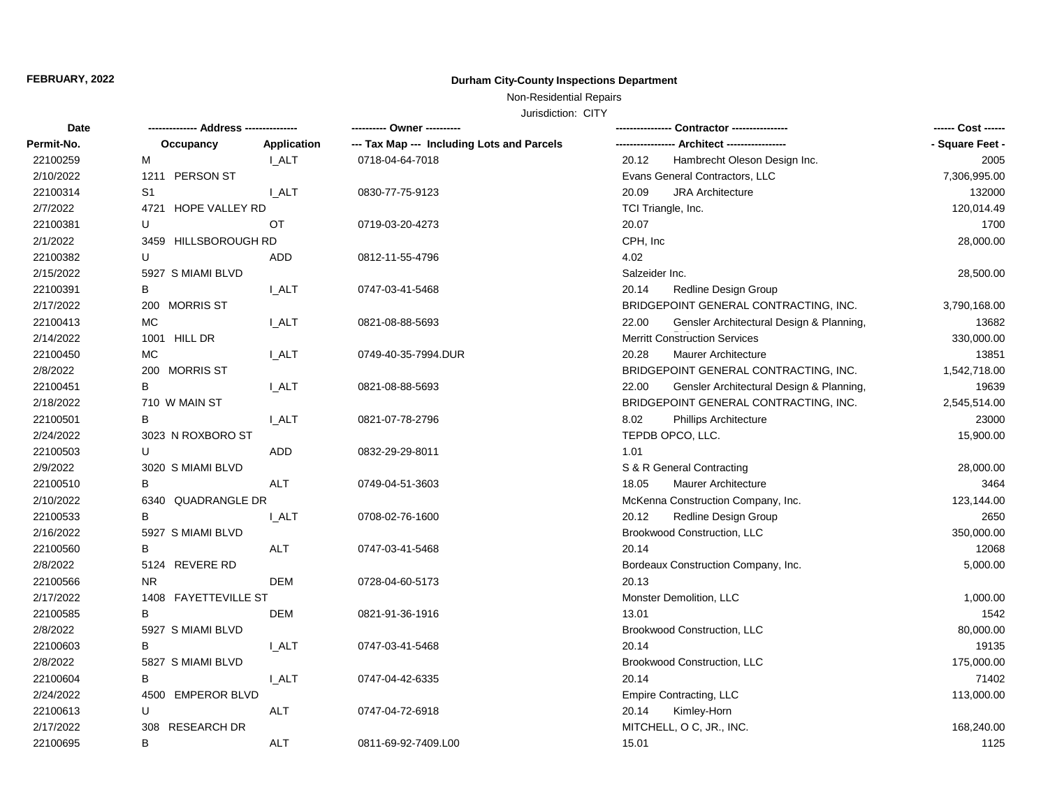FEBRUARY, 2022

**Durham City-County Inspections Department**

Non-Residential Repairs

Jurisdiction: CITY

| Date<br>Permit-No. | ------------- Address ---------------<br>Occupancy | <br>Application | ---------- Owner ----------<br>--- Tax Map --- Including Lots and Parcels | ---------------- Contractor ----------------<br>----------------- Architect ----------------- | ------ Cost ------<br>- Square Feet - |
|---|---|---|---|---|---|
| 22100259 | M | I_ALT | 0718-04-64-7018 | 20.12 Hambrecht Oleson Design Inc. | 2005 |
| 2/10/2022 | 1211 PERSON ST | | | Evans General Contractors, LLC | 7,306,995.00 |
| 22100314 | S1 | I_ALT | 0830-77-75-9123 | 20.09 JRA Architecture | 132000 |
| 2/7/2022 | 4721 HOPE VALLEY RD | | | TCI Triangle, Inc. | 120,014.49 |
| 22100381 | U | OT | 0719-03-20-4273 | 20.07 | 1700 |
| 2/1/2022 | 3459 HILLSBOROUGH RD | | | CPH, Inc | 28,000.00 |
| 22100382 | U | ADD | 0812-11-55-4796 | 4.02 | |
| 2/15/2022 | 5927 S MIAMI BLVD | | | Salzeider Inc. | 28,500.00 |
| 22100391 | B | I_ALT | 0747-03-41-5468 | 20.14 Redline Design Group | |
| 2/17/2022 | 200 MORRIS ST | | | BRIDGEPOINT GENERAL CONTRACTING, INC. | 3,790,168.00 |
| 22100413 | MC | I_ALT | 0821-08-88-5693 | 22.00 Gensler Architectural Design & Planning, | 13682 |
| 2/14/2022 | 1001 HILL DR | | | Merritt Construction Services | 330,000.00 |
| 22100450 | MC | I_ALT | 0749-40-35-7994.DUR | 20.28 Maurer Architecture | 13851 |
| 2/8/2022 | 200 MORRIS ST | | | BRIDGEPOINT GENERAL CONTRACTING, INC. | 1,542,718.00 |
| 22100451 | B | I_ALT | 0821-08-88-5693 | 22.00 Gensler Architectural Design & Planning, | 19639 |
| 2/18/2022 | 710 W MAIN ST | | | BRIDGEPOINT GENERAL CONTRACTING, INC. | 2,545,514.00 |
| 22100501 | B | I_ALT | 0821-07-78-2796 | 8.02 Phillips Architecture | 23000 |
| 2/24/2022 | 3023 N ROXBORO ST | | | TEPDB OPCO, LLC. | 15,900.00 |
| 22100503 | U | ADD | 0832-29-29-8011 | 1.01 | |
| 2/9/2022 | 3020 S MIAMI BLVD | | | S & R General Contracting | 28,000.00 |
| 22100510 | B | ALT | 0749-04-51-3603 | 18.05 Maurer Architecture | 3464 |
| 2/10/2022 | 6340 QUADRANGLE DR | | | McKenna Construction Company, Inc. | 123,144.00 |
| 22100533 | B | I_ALT | 0708-02-76-1600 | 20.12 Redline Design Group | 2650 |
| 2/16/2022 | 5927 S MIAMI BLVD | | | Brookwood Construction, LLC | 350,000.00 |
| 22100560 | B | ALT | 0747-03-41-5468 | 20.14 | 12068 |
| 2/8/2022 | 5124 REVERE RD | | | Bordeaux Construction Company, Inc. | 5,000.00 |
| 22100566 | NR | DEM | 0728-04-60-5173 | 20.13 | |
| 2/17/2022 | 1408 FAYETTEVILLE ST | | | Monster Demolition, LLC | 1,000.00 |
| 22100585 | B | DEM | 0821-91-36-1916 | 13.01 | 1542 |
| 2/8/2022 | 5927 S MIAMI BLVD | | | Brookwood Construction, LLC | 80,000.00 |
| 22100603 | B | I_ALT | 0747-03-41-5468 | 20.14 | 19135 |
| 2/8/2022 | 5827 S MIAMI BLVD | | | Brookwood Construction, LLC | 175,000.00 |
| 22100604 | B | I_ALT | 0747-04-42-6335 | 20.14 | 71402 |
| 2/24/2022 | 4500 EMPEROR BLVD | | | Empire Contracting, LLC | 113,000.00 |
| 22100613 | U | ALT | 0747-04-72-6918 | 20.14 Kimley-Horn | |
| 2/17/2022 | 308 RESEARCH DR | | | MITCHELL, O C, JR., INC. | 168,240.00 |
| 22100695 | B | ALT | 0811-69-92-7409.L00 | 15.01 | 1125 |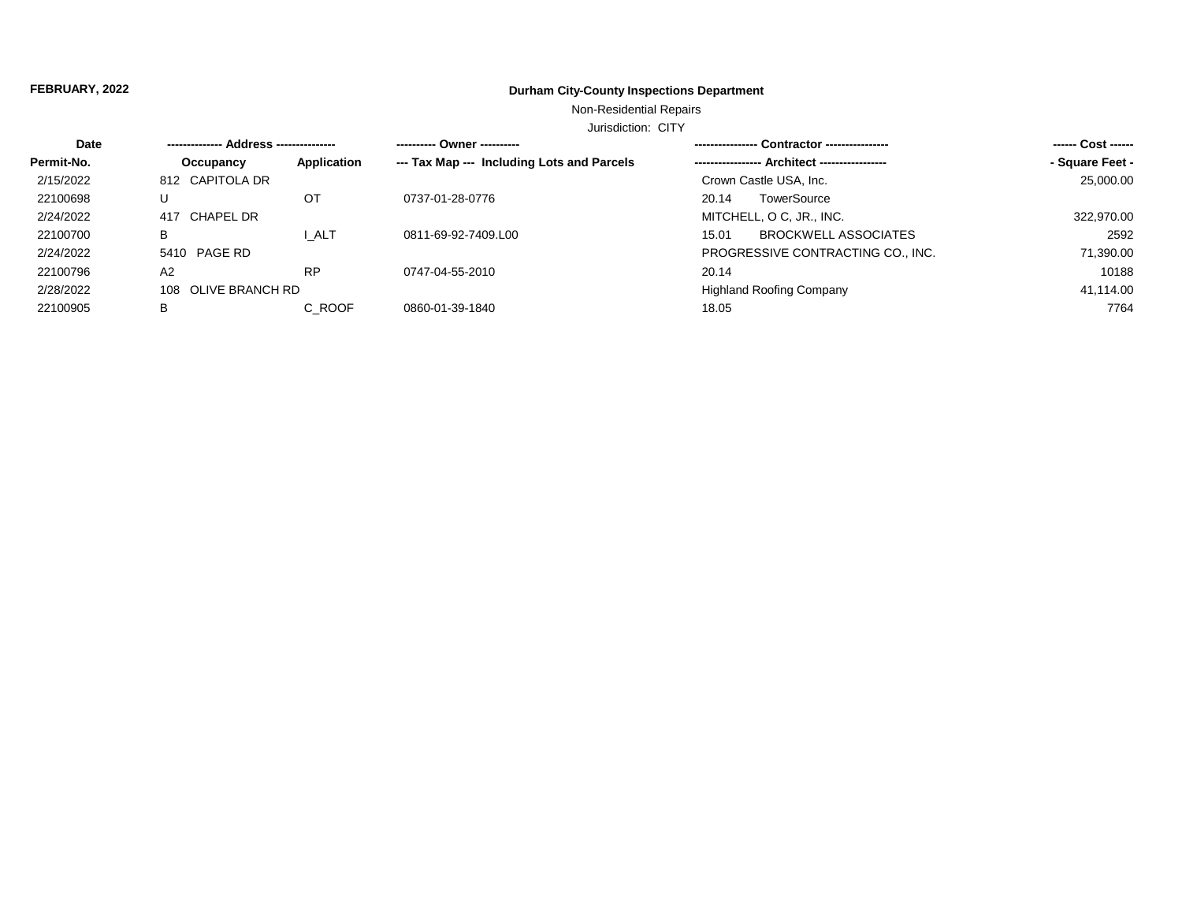**FEBRUARY, 2022**

**Durham City-County Inspections Department**

Non-Residential Repairs

Jurisdiction: CITY

| Date<br>Permit-No. | -------------- Address ---------------<br>Occupancy | <br>Application | ---------- Owner ----------<br>--- Tax Map --- Including Lots and Parcels | ---------------- Contractor ----------------<br>----------------- Architect ----------------- | ------ Cost ------<br>- Square Feet - |
|---|---|---|---|---|---|
| 2/15/2022 | 812 CAPITOLA DR | | | Crown Castle USA, Inc. | 25,000.00 |
| 22100698 | U | OT | 0737-01-28-0776 | 20.14 TowerSource | |
| 2/24/2022 | 417 CHAPEL DR | | | MITCHELL, O C, JR., INC. | 322,970.00 |
| 22100700 | B | I_ALT | 0811-69-92-7409.L00 | 15.01 BROCKWELL ASSOCIATES | 2592 |
| 2/24/2022 | 5410 PAGE RD | | | PROGRESSIVE CONTRACTING CO., INC. | 71,390.00 |
| 22100796 | A2 | RP | 0747-04-55-2010 | 20.14 | 10188 |
| 2/28/2022 | 108 OLIVE BRANCH RD | | | Highland Roofing Company | 41,114.00 |
| 22100905 | B | C_ROOF | 0860-01-39-1840 | 18.05 | 7764 |